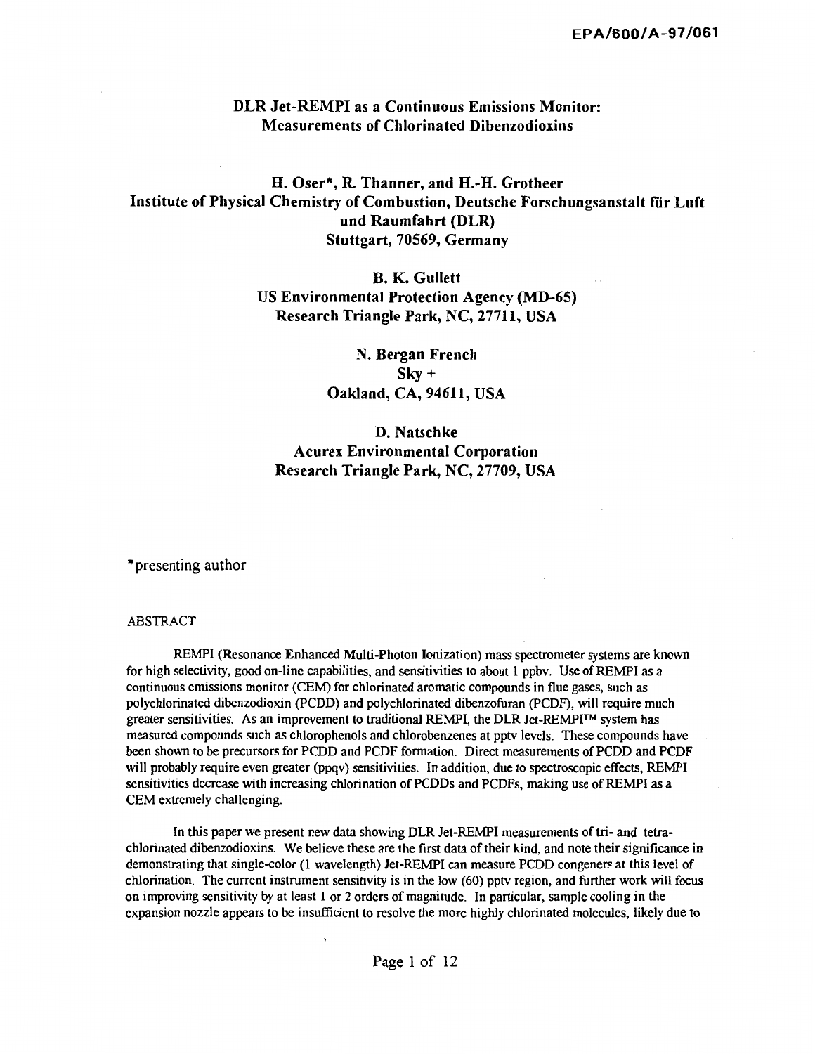EPA/600/A-97/061

# DLR Jet-REMPI as a Continuous Emissions Monitor: Measurements of Chlorinated Dibenzodioxins

**H. Oser*, R. Thanner, and H.-H. Grotheer**
**Institute of Physical Chemistry of Combustion, Deutsche Forschungsanstalt für Luft und Raumfahrt (DLR)**
**Stuttgart, 70569, Germany**

**B. K. Gullett**
**US Environmental Protection Agency (MD-65)**
**Research Triangle Park, NC, 27711, USA**

**N. Bergan French**
**Sky +**
**Oakland, CA, 94611, USA**

**D. Natschke**
**Acurex Environmental Corporation**
**Research Triangle Park, NC, 27709, USA**

*presenting author

## ABSTRACT

REMPI (Resonance Enhanced Multi-Photon Ionization) mass spectrometer systems are known for high selectivity, good on-line capabilities, and sensitivities to about 1 ppbv. Use of REMPI as a continuous emissions monitor (CEM) for chlorinated aromatic compounds in flue gases, such as polychlorinated dibenzodioxin (PCDD) and polychlorinated dibenzofuran (PCDF), will require much greater sensitivities. As an improvement to traditional REMPI, the DLR Jet-REMPI™ system has measured compounds such as chlorophenols and chlorobenzenes at pptv levels. These compounds have been shown to be precursors for PCDD and PCDF formation. Direct measurements of PCDD and PCDF will probably require even greater (ppqv) sensitivities. In addition, due to spectroscopic effects, REMPI sensitivities decrease with increasing chlorination of PCDDs and PCDFs, making use of REMPI as a CEM extremely challenging.

In this paper we present new data showing DLR Jet-REMPI measurements of tri- and tetra-chlorinated dibenzodioxins. We believe these are the first data of their kind, and note their significance in demonstrating that single-color (1 wavelength) Jet-REMPI can measure PCDD congeners at this level of chlorination. The current instrument sensitivity is in the low (60) pptv region, and further work will focus on improving sensitivity by at least 1 or 2 orders of magnitude. In particular, sample cooling in the expansion nozzle appears to be insufficient to resolve the more highly chlorinated molecules, likely due to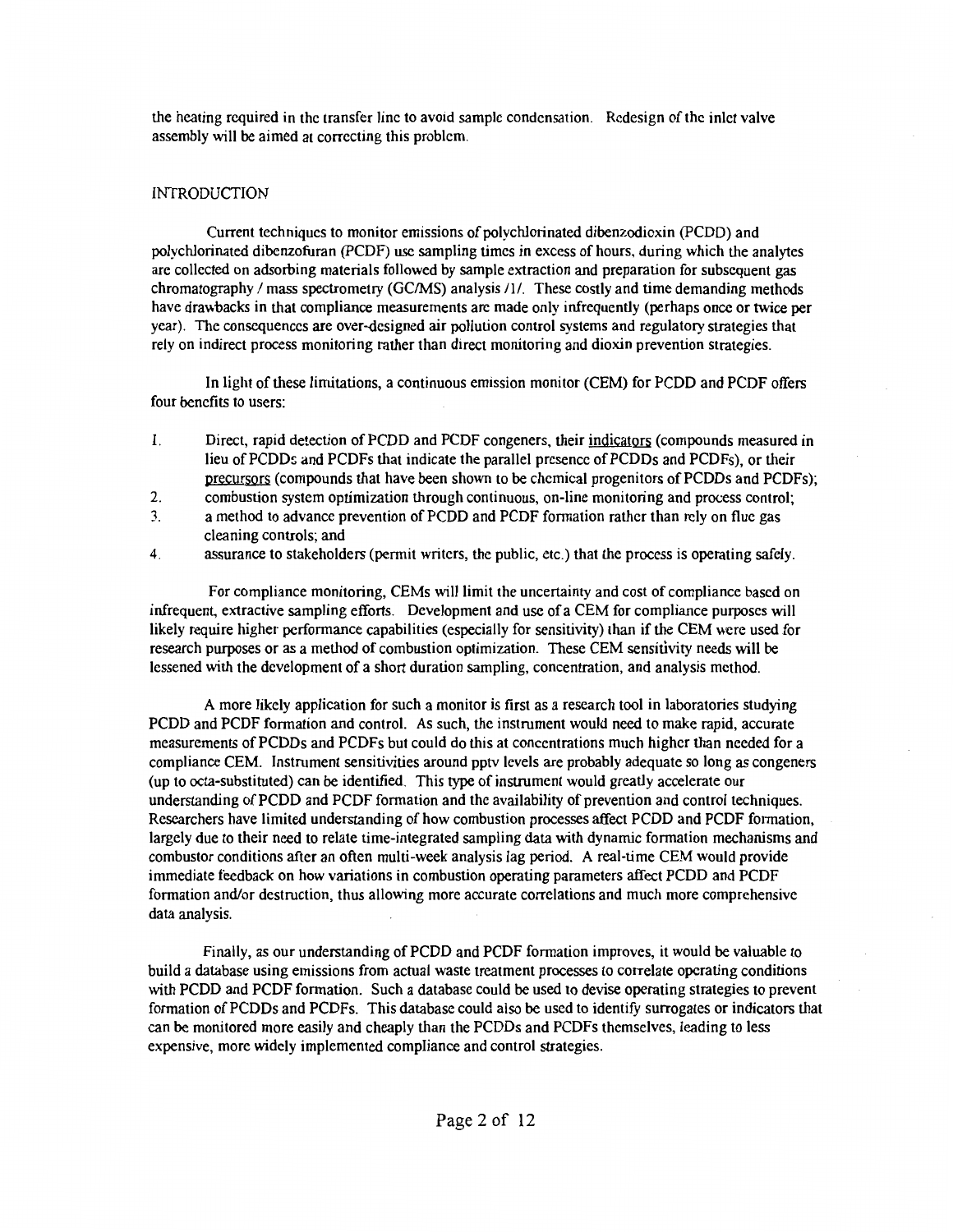the heating required in the transfer line to avoid sample condensation. Redesign of the inlet valve assembly will be aimed at correcting this problem.

## INTRODUCTION

Current techniques to monitor emissions of polychlorinated dibenzodioxin (PCDD) and polychlorinated dibenzofuran (PCDF) use sampling times in excess of hours, during which the analytes are collected on adsorbing materials followed by sample extraction and preparation for subsequent gas chromatography / mass spectrometry (GC/MS) analysis /1/. These costly and time demanding methods have drawbacks in that compliance measurements are made only infrequently (perhaps once or twice per year). The consequences are over-designed air pollution control systems and regulatory strategies that rely on indirect process monitoring rather than direct monitoring and dioxin prevention strategies.

In light of these limitations, a continuous emission monitor (CEM) for PCDD and PCDF offers four benefits to users:

1. Direct, rapid detection of PCDD and PCDF congeners, their indicators (compounds measured in lieu of PCDDs and PCDFs that indicate the parallel presence of PCDDs and PCDFs), or their precursors (compounds that have been shown to be chemical progenitors of PCDDs and PCDFs);
2. combustion system optimization through continuous, on-line monitoring and process control;
3. a method to advance prevention of PCDD and PCDF formation rather than rely on flue gas cleaning controls; and
4. assurance to stakeholders (permit writers, the public, etc.) that the process is operating safely.

For compliance monitoring, CEMs will limit the uncertainty and cost of compliance based on infrequent, extractive sampling efforts. Development and use of a CEM for compliance purposes will likely require higher performance capabilities (especially for sensitivity) than if the CEM were used for research purposes or as a method of combustion optimization. These CEM sensitivity needs will be lessened with the development of a short duration sampling, concentration, and analysis method.

A more likely application for such a monitor is first as a research tool in laboratories studying PCDD and PCDF formation and control. As such, the instrument would need to make rapid, accurate measurements of PCDDs and PCDFs but could do this at concentrations much higher than needed for a compliance CEM. Instrument sensitivities around pptv levels are probably adequate so long as congeners (up to octa-substituted) can be identified. This type of instrument would greatly accelerate our understanding of PCDD and PCDF formation and the availability of prevention and control techniques. Researchers have limited understanding of how combustion processes affect PCDD and PCDF formation, largely due to their need to relate time-integrated sampling data with dynamic formation mechanisms and combustor conditions after an often multi-week analysis lag period. A real-time CEM would provide immediate feedback on how variations in combustion operating parameters affect PCDD and PCDF formation and/or destruction, thus allowing more accurate correlations and much more comprehensive data analysis.

Finally, as our understanding of PCDD and PCDF formation improves, it would be valuable to build a database using emissions from actual waste treatment processes to correlate operating conditions with PCDD and PCDF formation. Such a database could be used to devise operating strategies to prevent formation of PCDDs and PCDFs. This database could also be used to identify surrogates or indicators that can be monitored more easily and cheaply than the PCDDs and PCDFs themselves, leading to less expensive, more widely implemented compliance and control strategies.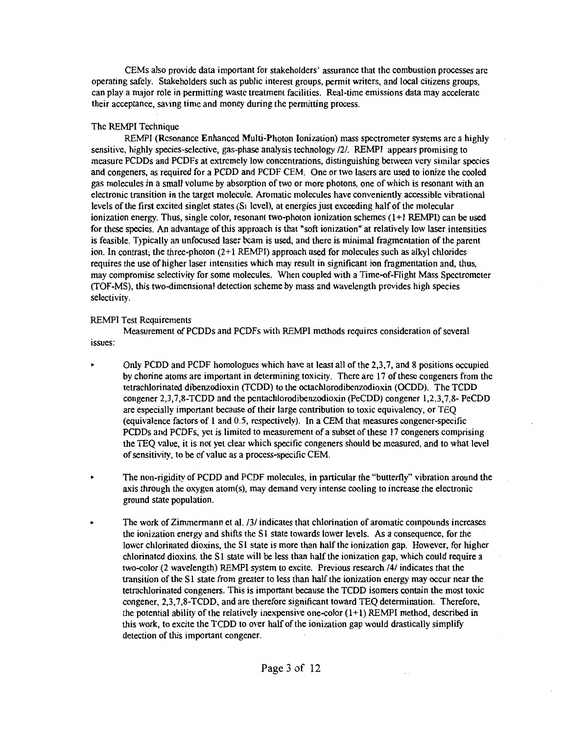CEMs also provide data important for stakeholders' assurance that the combustion processes are operating safely. Stakeholders such as public interest groups, permit writers, and local citizens groups, can play a major role in permitting waste treatment facilities. Real-time emissions data may accelerate their acceptance, saving time and money during the permitting process.

### The REMPI Technique

REMPI (Resonance Enhanced Multi-Photon Ionization) mass spectrometer systems are a highly sensitive, highly species-selective, gas-phase analysis technology /2/. REMPI appears promising to measure PCDDs and PCDFs at extremely low concentrations, distinguishing between very similar species and congeners, as required for a PCDD and PCDF CEM. One or two lasers are used to ionize the cooled gas molecules in a small volume by absorption of two or more photons, one of which is resonant with an electronic transition in the target molecule. Aromatic molecules have conveniently accessible vibrational levels of the first excited singlet states ($S_1$ level), at energies just exceeding half of the molecular ionization energy. Thus, single color, resonant two-photon ionization schemes (1+1 REMPI) can be used for these species. An advantage of this approach is that "soft ionization" at relatively low laser intensities is feasible. Typically an unfocused laser beam is used, and there is minimal fragmentation of the parent ion. In contrast; the three-photon (2+1 REMPI) approach used for molecules such as alkyl chlorides requires the use of higher laser intensities which may result in significant ion fragmentation and, thus, may compromise selectivity for some molecules. When coupled with a Time-of-Flight Mass Spectrometer (TOF-MS), this two-dimensional detection scheme by mass and wavelength provides high species selectivity.

### REMPI Test Requirements

Measurement of PCDDs and PCDFs with REMPI methods requires consideration of several issues:

- Only PCDD and PCDF homologues which have at least all of the 2,3,7, and 8 positions occupied by chorine atoms are important in determining toxicity. There are 17 of these congeners from the tetrachlorinated dibenzodioxin (TCDD) to the octachlorodibenzodioxin (OCDD). The TCDD congener 2,3,7,8-TCDD and the pentachlorodibenzodioxin (PeCDD) congener 1,2,3,7,8- PeCDD are especially important because of their large contribution to toxic equivalency, or TEQ (equivalence factors of 1 and 0.5, respectively). In a CEM that measures congener-specific PCDDs and PCDFs, yet is limited to measurement of a subset of these 17 congeners comprising the TEQ value, it is not yet clear which specific congeners should be measured, and to what level of sensitivity, to be of value as a process-specific CEM.

- The non-rigidity of PCDD and PCDF molecules, in particular the "butterfly" vibration around the axis through the oxygen atom(s), may demand very intense cooling to increase the electronic ground state population.

- The work of Zimmermann et al. /3/ indicates that chlorination of aromatic compounds increases the ionization energy and shifts the S1 state towards lower levels. As a consequence, for the lower chlorinated dioxins, the S1 state is more than half the ionization gap. However, for higher chlorinated dioxins, the S1 state will be less than half the ionization gap, which could require a two-color (2 wavelength) REMPI system to excite. Previous research /4/ indicates that the transition of the S1 state from greater to less than half the ionization energy may occur near the tetrachlorinated congeners. This is important because the TCDD isomers contain the most toxic congener, 2,3,7,8-TCDD, and are therefore significant toward TEQ determination. Therefore, the potential ability of the relatively inexpensive one-color (1+1) REMPI method, described in this work, to excite the TCDD to over half of the ionization gap would drastically simplify detection of this important congener.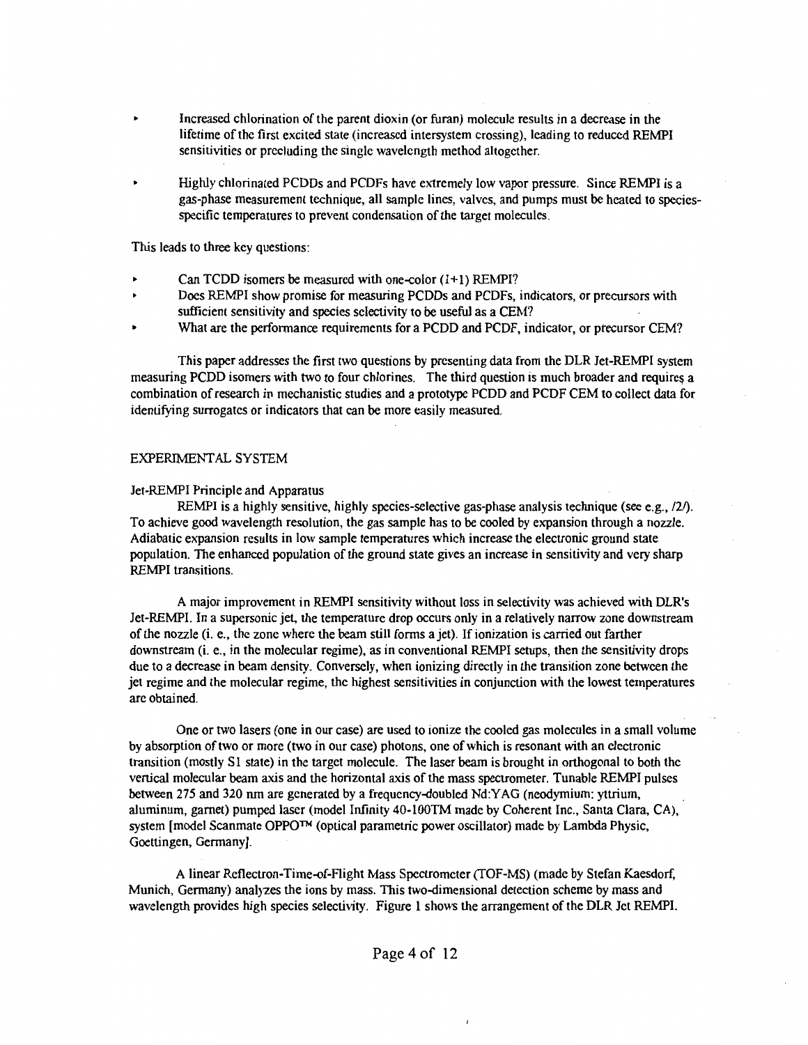- Increased chlorination of the parent dioxin (or furan) molecule results in a decrease in the lifetime of the first excited state (increased intersystem crossing), leading to reduced REMPI sensitivities or precluding the single wavelength method altogether.
- Highly chlorinated PCDDs and PCDFs have extremely low vapor pressure. Since REMPI is a gas-phase measurement technique, all sample lines, valves, and pumps must be heated to species-specific temperatures to prevent condensation of the target molecules.

This leads to three key questions:

- Can TCDD isomers be measured with one-color (1+1) REMPI?
- Does REMPI show promise for measuring PCDDs and PCDFs, indicators, or precursors with sufficient sensitivity and species selectivity to be useful as a CEM?
- What are the performance requirements for a PCDD and PCDF, indicator, or precursor CEM?

This paper addresses the first two questions by presenting data from the DLR Jet-REMPI system measuring PCDD isomers with two to four chlorines. The third question is much broader and requires a combination of research in mechanistic studies and a prototype PCDD and PCDF CEM to collect data for identifying surrogates or indicators that can be more easily measured.

## EXPERIMENTAL SYSTEM

### Jet-REMPI Principle and Apparatus

REMPI is a highly sensitive, highly species-selective gas-phase analysis technique (see e.g., /2/). To achieve good wavelength resolution, the gas sample has to be cooled by expansion through a nozzle. Adiabatic expansion results in low sample temperatures which increase the electronic ground state population. The enhanced population of the ground state gives an increase in sensitivity and very sharp REMPI transitions.

A major improvement in REMPI sensitivity without loss in selectivity was achieved with DLR's Jet-REMPI. In a supersonic jet, the temperature drop occurs only in a relatively narrow zone downstream of the nozzle (i. e., the zone where the beam still forms a jet). If ionization is carried out farther downstream (i. e., in the molecular regime), as in conventional REMPI setups, then the sensitivity drops due to a decrease in beam density. Conversely, when ionizing directly in the transition zone between the jet regime and the molecular regime, the highest sensitivities in conjunction with the lowest temperatures are obtained.

One or two lasers (one in our case) are used to ionize the cooled gas molecules in a small volume by absorption of two or more (two in our case) photons, one of which is resonant with an electronic transition (mostly S1 state) in the target molecule. The laser beam is brought in orthogonal to both the vertical molecular beam axis and the horizontal axis of the mass spectrometer. Tunable REMPI pulses between 275 and 320 nm are generated by a frequency-doubled Nd:YAG (neodymium: yttrium, aluminum, garnet) pumped laser (model Infinity 40-100TM made by Coherent Inc., Santa Clara, CA), system [model Scanmate OPPO™ (optical parametric power oscillator) made by Lambda Physic, Goettingen, Germany].

A linear Reflectron-Time-of-Flight Mass Spectrometer (TOF-MS) (made by Stefan Kaesdorf, Munich, Germany) analyzes the ions by mass. This two-dimensional detection scheme by mass and wavelength provides high species selectivity. Figure 1 shows the arrangement of the DLR Jet REMPI.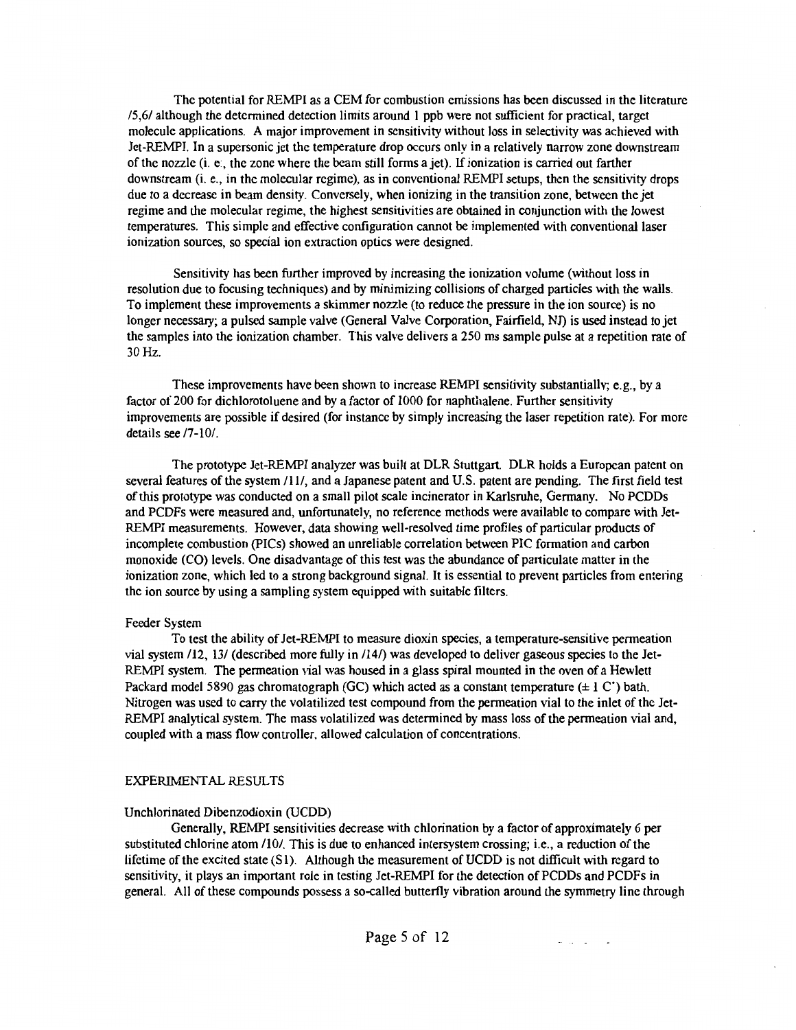The potential for REMPI as a CEM for combustion emissions has been discussed in the literature /5,6/ although the determined detection limits around 1 ppb were not sufficient for practical, target molecule applications. A major improvement in sensitivity without loss in selectivity was achieved with Jet-REMPI. In a supersonic jet the temperature drop occurs only in a relatively narrow zone downstream of the nozzle (i. e., the zone where the beam still forms a jet). If ionization is carried out farther downstream (i. e., in the molecular regime), as in conventional REMPI setups, then the sensitivity drops due to a decrease in beam density. Conversely, when ionizing in the transition zone, between the jet regime and the molecular regime, the highest sensitivities are obtained in conjunction with the lowest temperatures. This simple and effective configuration cannot be implemented with conventional laser ionization sources, so special ion extraction optics were designed.

Sensitivity has been further improved by increasing the ionization volume (without loss in resolution due to focusing techniques) and by minimizing collisions of charged particles with the walls. To implement these improvements a skimmer nozzle (to reduce the pressure in the ion source) is no longer necessary; a pulsed sample valve (General Valve Corporation, Fairfield, NJ) is used instead to jet the samples into the ionization chamber. This valve delivers a 250 ms sample pulse at a repetition rate of 30 Hz.

These improvements have been shown to increase REMPI sensitivity substantially; e.g., by a factor of 200 for dichlorotoluene and by a factor of 1000 for naphthalene. Further sensitivity improvements are possible if desired (for instance by simply increasing the laser repetition rate). For more details see /7-10/.

The prototype Jet-REMPI analyzer was built at DLR Stuttgart. DLR holds a European patent on several features of the system /11/, and a Japanese patent and U.S. patent are pending. The first field test of this prototype was conducted on a small pilot scale incinerator in Karlsruhe, Germany. No PCDDs and PCDFs were measured and, unfortunately, no reference methods were available to compare with Jet-REMPI measurements. However, data showing well-resolved time profiles of particular products of incomplete combustion (PICs) showed an unreliable correlation between PIC formation and carbon monoxide (CO) levels. One disadvantage of this test was the abundance of particulate matter in the ionization zone, which led to a strong background signal. It is essential to prevent particles from entering the ion source by using a sampling system equipped with suitable filters.

### Feeder System

To test the ability of Jet-REMPI to measure dioxin species, a temperature-sensitive permeation vial system /12, 13/ (described more fully in /14/) was developed to deliver gaseous species to the Jet-REMPI system. The permeation vial was housed in a glass spiral mounted in the oven of a Hewlett Packard model 5890 gas chromatograph (GC) which acted as a constant temperature ($\pm$ 1 C°) bath. Nitrogen was used to carry the volatilized test compound from the permeation vial to the inlet of the Jet-REMPI analytical system. The mass volatilized was determined by mass loss of the permeation vial and, coupled with a mass flow controller, allowed calculation of concentrations.

## EXPERIMENTAL RESULTS

### Unchlorinated Dibenzodioxin (UCDD)

Generally, REMPI sensitivities decrease with chlorination by a factor of approximately 6 per substituted chlorine atom /10/. This is due to enhanced intersystem crossing; i.e., a reduction of the lifetime of the excited state (S1). Although the measurement of UCDD is not difficult with regard to sensitivity, it plays an important role in testing Jet-REMPI for the detection of PCDDs and PCDFs in general. All of these compounds possess a so-called butterfly vibration around the symmetry line through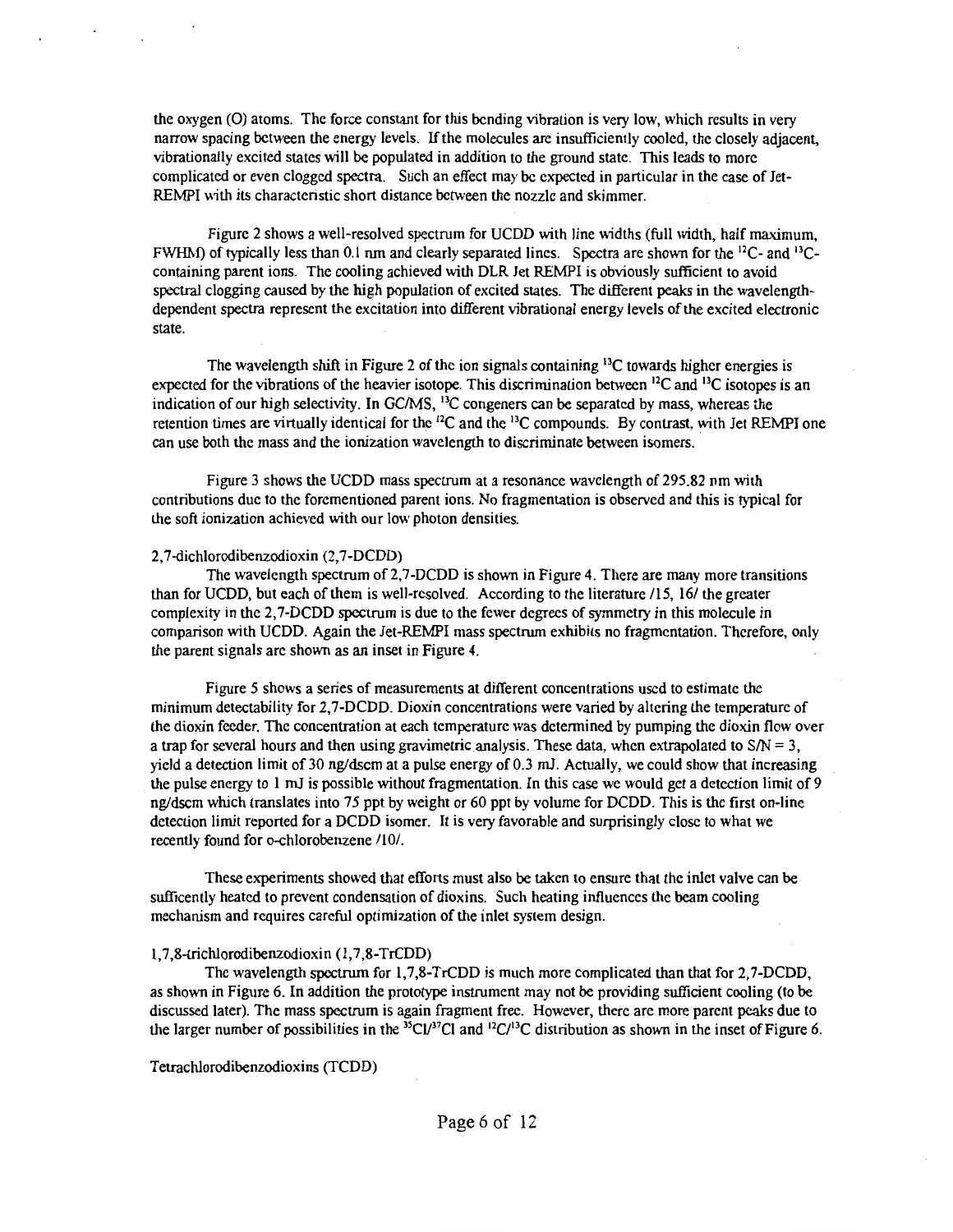the oxygen (O) atoms. The force constant for this bending vibration is very low, which results in very narrow spacing between the energy levels. If the molecules are insufficiently cooled, the closely adjacent, vibrationally excited states will be populated in addition to the ground state. This leads to more complicated or even clogged spectra. Such an effect may be expected in particular in the case of Jet-REMPI with its characteristic short distance between the nozzle and skimmer.

Figure 2 shows a well-resolved spectrum for UCDD with line widths (full width, half maximum, FWHM) of typically less than 0.1 nm and clearly separated lines. Spectra are shown for the $^{12}C$- and $^{13}C$-containing parent ions. The cooling achieved with DLR Jet REMPI is obviously sufficient to avoid spectral clogging caused by the high population of excited states. The different peaks in the wavelength-dependent spectra represent the excitation into different vibrational energy levels of the excited electronic state.

The wavelength shift in Figure 2 of the ion signals containing $^{13}C$ towards higher energies is expected for the vibrations of the heavier isotope. This discrimination between $^{12}C$ and $^{13}C$ isotopes is an indication of our high selectivity. In GC/MS, $^{13}C$ congeners can be separated by mass, whereas the retention times are virtually identical for the $^{12}C$ and the $^{13}C$ compounds. By contrast, with Jet REMPI one can use both the mass and the ionization wavelength to discriminate between isomers.

Figure 3 shows the UCDD mass spectrum at a resonance wavelength of 295.82 nm with contributions due to the forementioned parent ions. No fragmentation is observed and this is typical for the soft ionization achieved with our low photon densities.

2,7-dichlorodibenzodioxin (2,7-DCDD)

The wavelength spectrum of 2,7-DCDD is shown in Figure 4. There are many more transitions than for UCDD, but each of them is well-resolved. According to the literature /15, 16/ the greater complexity in the 2,7-DCDD spectrum is due to the fewer degrees of symmetry in this molecule in comparison with UCDD. Again the Jet-REMPI mass spectrum exhibits no fragmentation. Therefore, only the parent signals are shown as an inset in Figure 4.

Figure 5 shows a series of measurements at different concentrations used to estimate the minimum detectability for 2,7-DCDD. Dioxin concentrations were varied by altering the temperature of the dioxin feeder. The concentration at each temperature was determined by pumping the dioxin flow over a trap for several hours and then using gravimetric analysis. These data, when extrapolated to $S/N = 3$, yield a detection limit of 30 ng/dscm at a pulse energy of 0.3 mJ. Actually, we could show that increasing the pulse energy to 1 mJ is possible without fragmentation. In this case we would get a detection limit of 9 ng/dscm which translates into 75 ppt by weight or 60 ppt by volume for DCDD. This is the first on-line detection limit reported for a DCDD isomer. It is very favorable and surprisingly close to what we recently found for o-chlorobenzene /10/.

These experiments showed that efforts must also be taken to ensure that the inlet valve can be sufficently heated to prevent condensation of dioxins. Such heating influences the beam cooling mechanism and requires careful optimization of the inlet system design.

1,7,8-trichlorodibenzodioxin (1,7,8-TrCDD)

The wavelength spectrum for 1,7,8-TrCDD is much more complicated than that for 2,7-DCDD, as shown in Figure 6. In addition the prototype instrument may not be providing sufficient cooling (to be discussed later). The mass spectrum is again fragment free. However, there are more parent peaks due to the larger number of possibilities in the $^{35}Cl/^{37}Cl$ and $^{12}C/^{13}C$ distribution as shown in the inset of Figure 6.

Tetrachlorodibenzodioxins (TCDD)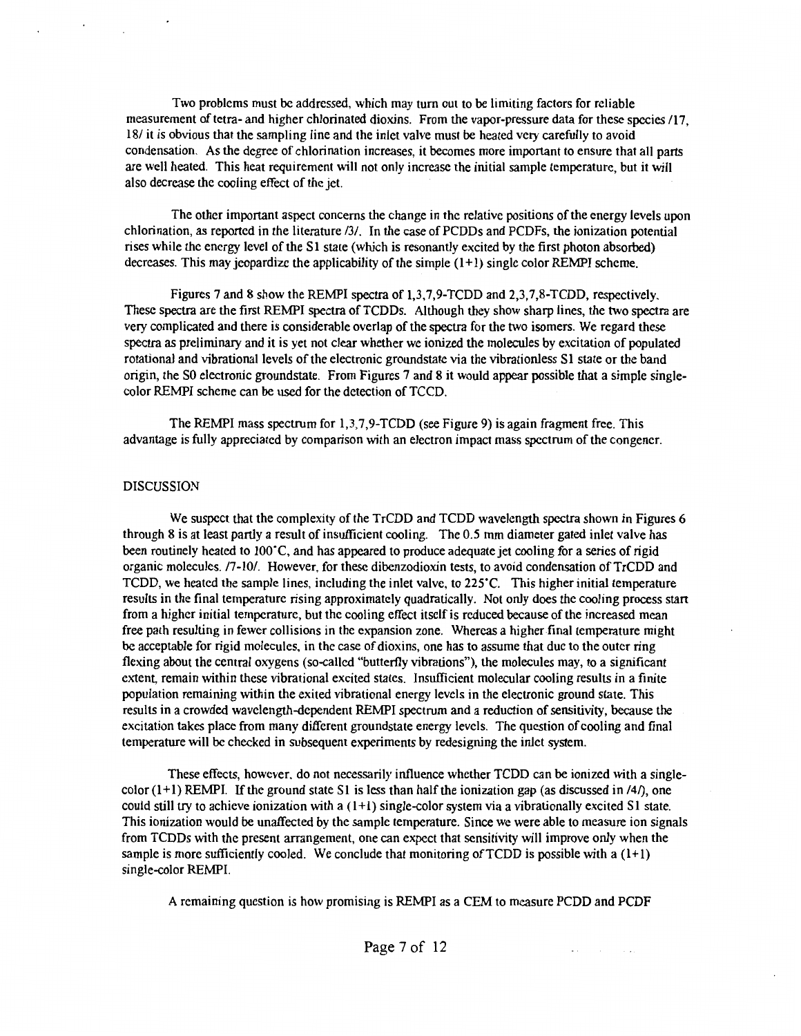Two problems must be addressed, which may turn out to be limiting factors for reliable measurement of tetra- and higher chlorinated dioxins. From the vapor-pressure data for these species /17, 18/ it is obvious that the sampling line and the inlet valve must be heated very carefully to avoid condensation. As the degree of chlorination increases, it becomes more important to ensure that all parts are well heated. This heat requirement will not only increase the initial sample temperature, but it will also decrease the cooling effect of the jet.

The other important aspect concerns the change in the relative positions of the energy levels upon chlorination, as reported in the literature /3/. In the case of PCDDs and PCDFs, the ionization potential rises while the energy level of the S1 state (which is resonantly excited by the first photon absorbed) decreases. This may jeopardize the applicability of the simple (1+1) single color REMPI scheme.

Figures 7 and 8 show the REMPI spectra of 1,3,7,9-TCDD and 2,3,7,8-TCDD, respectively. These spectra are the first REMPI spectra of TCDDs. Although they show sharp lines, the two spectra are very complicated and there is considerable overlap of the spectra for the two isomers. We regard these spectra as preliminary and it is yet not clear whether we ionized the molecules by excitation of populated rotational and vibrational levels of the electronic groundstate via the vibrationless S1 state or the band origin, the S0 electronic groundstate. From Figures 7 and 8 it would appear possible that a simple single-color REMPI scheme can be used for the detection of TCCD.

The REMPI mass spectrum for 1,3,7,9-TCDD (see Figure 9) is again fragment free. This advantage is fully appreciated by comparison with an electron impact mass spectrum of the congener.

## DISCUSSION

We suspect that the complexity of the TrCDD and TCDD wavelength spectra shown in Figures 6 through 8 is at least partly a result of insufficient cooling. The 0.5 mm diameter gated inlet valve has been routinely heated to 100°C, and has appeared to produce adequate jet cooling for a series of rigid organic molecules. /7-10/. However, for these dibenzodioxin tests, to avoid condensation of TrCDD and TCDD, we heated the sample lines, including the inlet valve, to 225°C. This higher initial temperature results in the final temperature rising approximately quadratically. Not only does the cooling process start from a higher initial temperature, but the cooling effect itself is reduced because of the increased mean free path resulting in fewer collisions in the expansion zone. Whereas a higher final temperature might be acceptable for rigid molecules, in the case of dioxins, one has to assume that due to the outer ring flexing about the central oxygens (so-called "butterfly vibrations"), the molecules may, to a significant extent, remain within these vibrational excited states. Insufficient molecular cooling results in a finite population remaining within the exited vibrational energy levels in the electronic ground state. This results in a crowded wavelength-dependent REMPI spectrum and a reduction of sensitivity, because the excitation takes place from many different groundstate energy levels. The question of cooling and final temperature will be checked in subsequent experiments by redesigning the inlet system.

These effects, however, do not necessarily influence whether TCDD can be ionized with a single-color (1+1) REMPI. If the ground state S1 is less than half the ionization gap (as discussed in /4/), one could still try to achieve ionization with a (1+1) single-color system via a vibrationally excited S1 state. This ionization would be unaffected by the sample temperature. Since we were able to measure ion signals from TCDDs with the present arrangement, one can expect that sensitivity will improve only when the sample is more sufficiently cooled. We conclude that monitoring of TCDD is possible with a (1+1) single-color REMPI.

A remaining question is how promising is REMPI as a CEM to measure PCDD and PCDF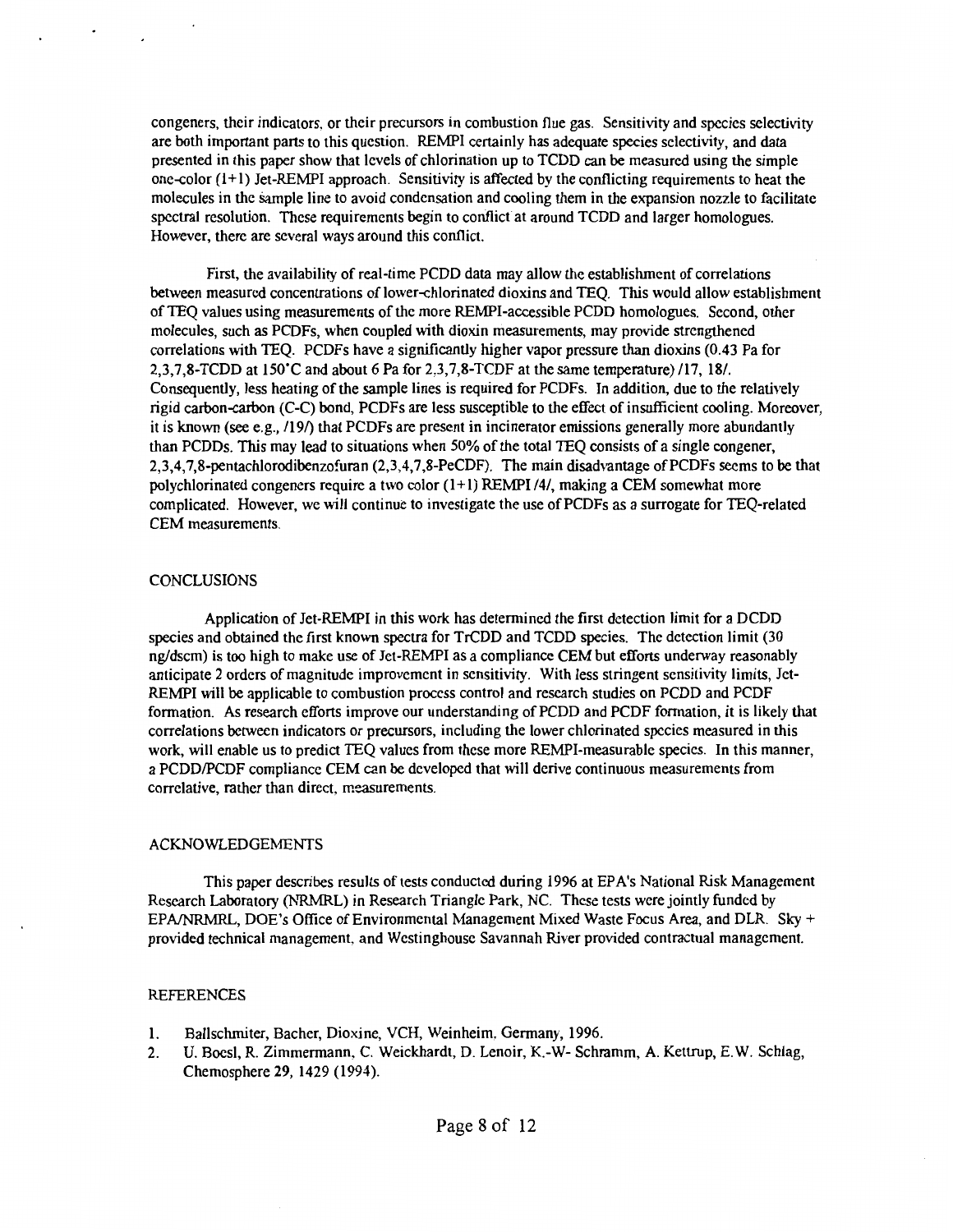congeners, their indicators, or their precursors in combustion flue gas. Sensitivity and species selectivity are both important parts to this question. REMPI certainly has adequate species selectivity, and data presented in this paper show that levels of chlorination up to TCDD can be measured using the simple one-color (1+1) Jet-REMPI approach. Sensitivity is affected by the conflicting requirements to heat the molecules in the sample line to avoid condensation and cooling them in the expansion nozzle to facilitate spectral resolution. These requirements begin to conflict at around TCDD and larger homologues. However, there are several ways around this conflict.

First, the availability of real-time PCDD data may allow the establishment of correlations between measured concentrations of lower-chlorinated dioxins and TEQ. This would allow establishment of TEQ values using measurements of the more REMPI-accessible PCDD homologues. Second, other molecules, such as PCDFs, when coupled with dioxin measurements, may provide strengthened correlations with TEQ. PCDFs have a significantly higher vapor pressure than dioxins (0.43 Pa for 2,3,7,8-TCDD at 150°C and about 6 Pa for 2,3,7,8-TCDF at the same temperature) /17, 18/. Consequently, less heating of the sample lines is required for PCDFs. In addition, due to the relatively rigid carbon-carbon (C-C) bond, PCDFs are less susceptible to the effect of insufficient cooling. Moreover, it is known (see e.g., /19/) that PCDFs are present in incinerator emissions generally more abundantly than PCDDs. This may lead to situations when 50% of the total TEQ consists of a single congener, 2,3,4,7,8-pentachlorodibenzofuran (2,3,4,7,8-PeCDF). The main disadvantage of PCDFs seems to be that polychlorinated congeners require a two color (1+1) REMPI /4/, making a CEM somewhat more complicated. However, we will continue to investigate the use of PCDFs as a surrogate for TEQ-related CEM measurements.

## CONCLUSIONS

Application of Jet-REMPI in this work has determined the first detection limit for a DCDD species and obtained the first known spectra for TrCDD and TCDD species. The detection limit (30 ng/dscm) is too high to make use of Jet-REMPI as a compliance CEM but efforts underway reasonably anticipate 2 orders of magnitude improvement in sensitivity. With less stringent sensitivity limits, Jet-REMPI will be applicable to combustion process control and research studies on PCDD and PCDF formation. As research efforts improve our understanding of PCDD and PCDF formation, it is likely that correlations between indicators or precursors, including the lower chlorinated species measured in this work, will enable us to predict TEQ values from these more REMPI-measurable species. In this manner, a PCDD/PCDF compliance CEM can be developed that will derive continuous measurements from correlative, rather than direct, measurements.

## ACKNOWLEDGEMENTS

This paper describes results of tests conducted during 1996 at EPA's National Risk Management Research Laboratory (NRMRL) in Research Triangle Park, NC. These tests were jointly funded by EPA/NRMRL, DOE's Office of Environmental Management Mixed Waste Focus Area, and DLR. Sky + provided technical management, and Westinghouse Savannah River provided contractual management.

## REFERENCES

1. Ballschmiter, Bacher, Dioxine, VCH, Weinheim, Germany, 1996.
2. U. Boesl, R. Zimmermann, C. Weickhardt, D. Lenoir, K.-W- Schramm, A. Kettrup, E.W. Schlag, Chemosphere 29, 1429 (1994).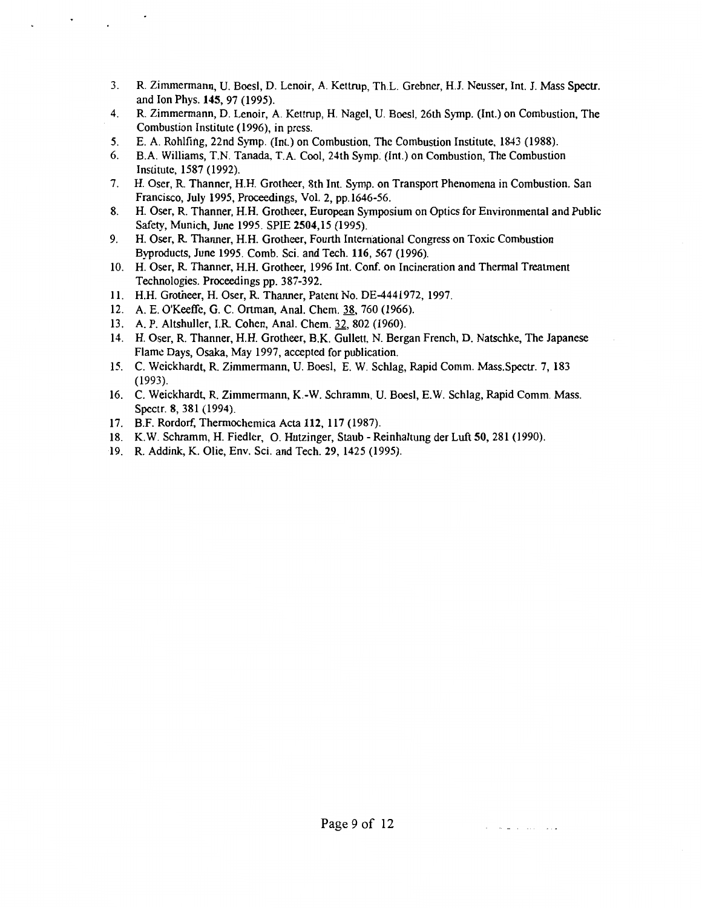3. R. Zimmermann, U. Boesl, D. Lenoir, A. Kettrup, Th.L. Grebner, H.J. Neusser, Int. J. Mass Spectr. and Ion Phys. **145**, 97 (1995).
4. R. Zimmermann, D. Lenoir, A. Kettrup, H. Nagel, U. Boesl, 26th Symp. (Int.) on Combustion, The Combustion Institute (1996), in press.
5. E. A. Rohlfing, 22nd Symp. (Int.) on Combustion, The Combustion Institute, 1843 (1988).
6. B.A. Williams, T.N. Tanada, T.A. Cool, 24th Symp. (Int.) on Combustion, The Combustion Institute, 1587 (1992).
7. H. Oser, R. Thanner, H.H. Grotheer, 8th Int. Symp. on Transport Phenomena in Combustion. San Francisco, July 1995, Proceedings, Vol. 2, pp.1646-56.
8. H. Oser, R. Thanner, H.H. Grotheer, European Symposium on Optics for Environmental and Public Safety, Munich, June 1995. SPIE **2504**,15 (1995).
9. H. Oser, R. Thanner, H.H. Grotheer, Fourth International Congress on Toxic Combustion Byproducts, June 1995. Comb. Sci. and Tech. **116**, 567 (1996).
10. H. Oser, R. Thanner, H.H. Grotheer, 1996 Int. Conf. on Incineration and Thermal Treatment Technologies. Proceedings pp. 387-392.
11. H.H. Grotheer, H. Oser, R. Thanner, Patent No. DE-4441972, 1997.
12. A. E. O'Keeffe, G. C. Ortman, Anal. Chem. 38, 760 (1966).
13. A. P. Altshuller, I.R. Cohen, Anal. Chem. 32, 802 (1960).
14. H. Oser, R. Thanner, H.H. Grotheer, B.K. Gullett, N. Bergan French, D. Natschke, The Japanese Flame Days, Osaka, May 1997, accepted for publication.
15. C. Weickhardt, R. Zimmermann, U. Boesl, E. W. Schlag, Rapid Comm. Mass.Spectr. 7, 183 (1993).
16. C. Weickhardt, R. Zimmermann, K.-W. Schramm, U. Boesl, E.W. Schlag, Rapid Comm. Mass. Spectr. **8**, 381 (1994).
17. B.F. Rordorf, Thermochemica Acta **112**, 117 (1987).
18. K.W. Schramm, H. Fiedler, O. Hutzinger, Staub - Reinhaltung der Luft **50**, 281 (1990).
19. R. Addink, K. Olie, Env. Sci. and Tech. **29**, 1425 (1995).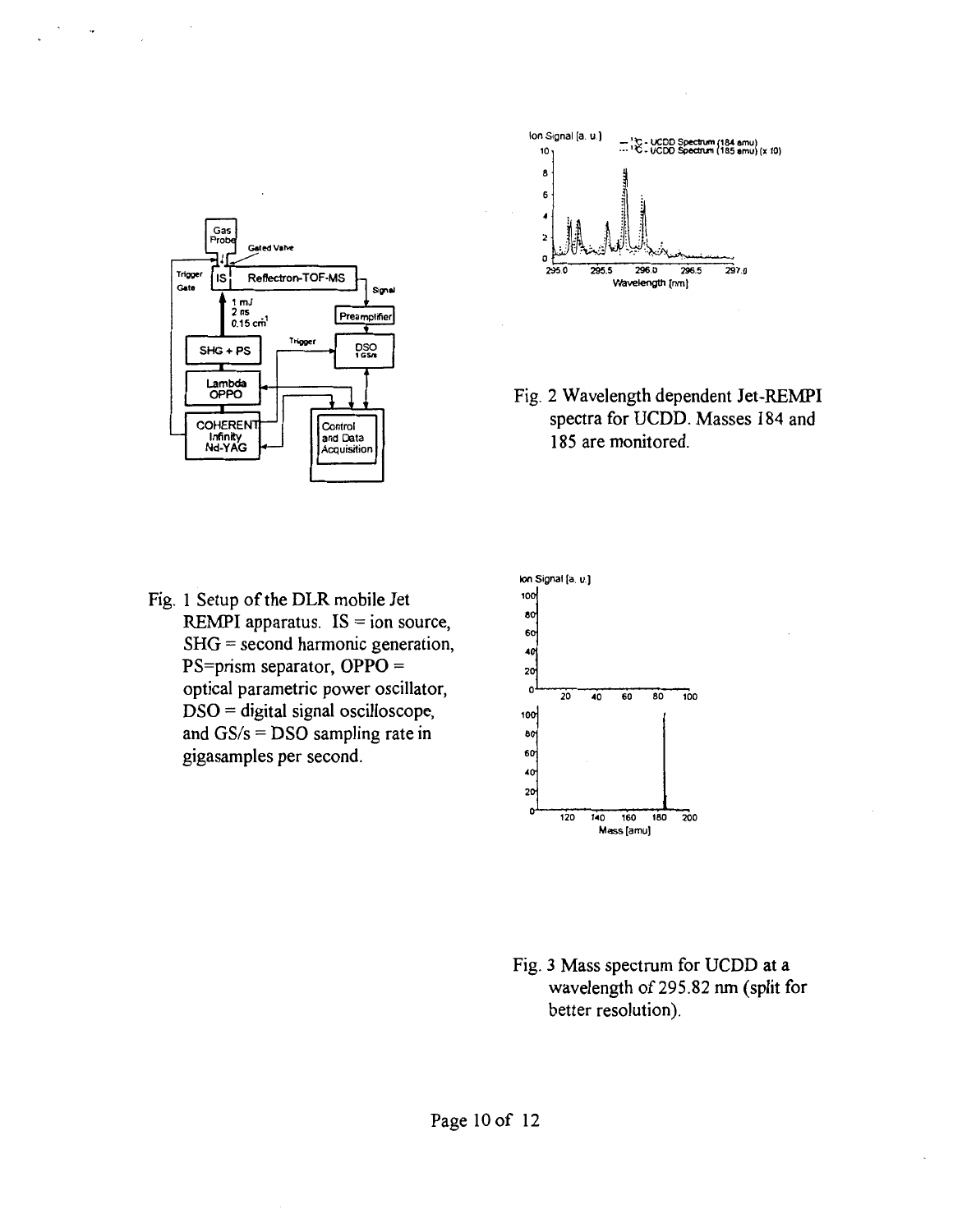Fig. 1 Setup of the DLR mobile Jet REMPI apparatus. IS = ion source, SHG = second harmonic generation, PS=prism separator, OPPO = optical parametric power oscillator, DSO = digital signal oscilloscope, and GS/s = DSO sampling rate in gigasamples per second.

Fig. 2 Wavelength dependent Jet-REMPI spectra for UCDD. Masses 184 and 185 are monitored.

Fig. 3 Mass spectrum for UCDD at a wavelength of 295.82 nm (split for better resolution).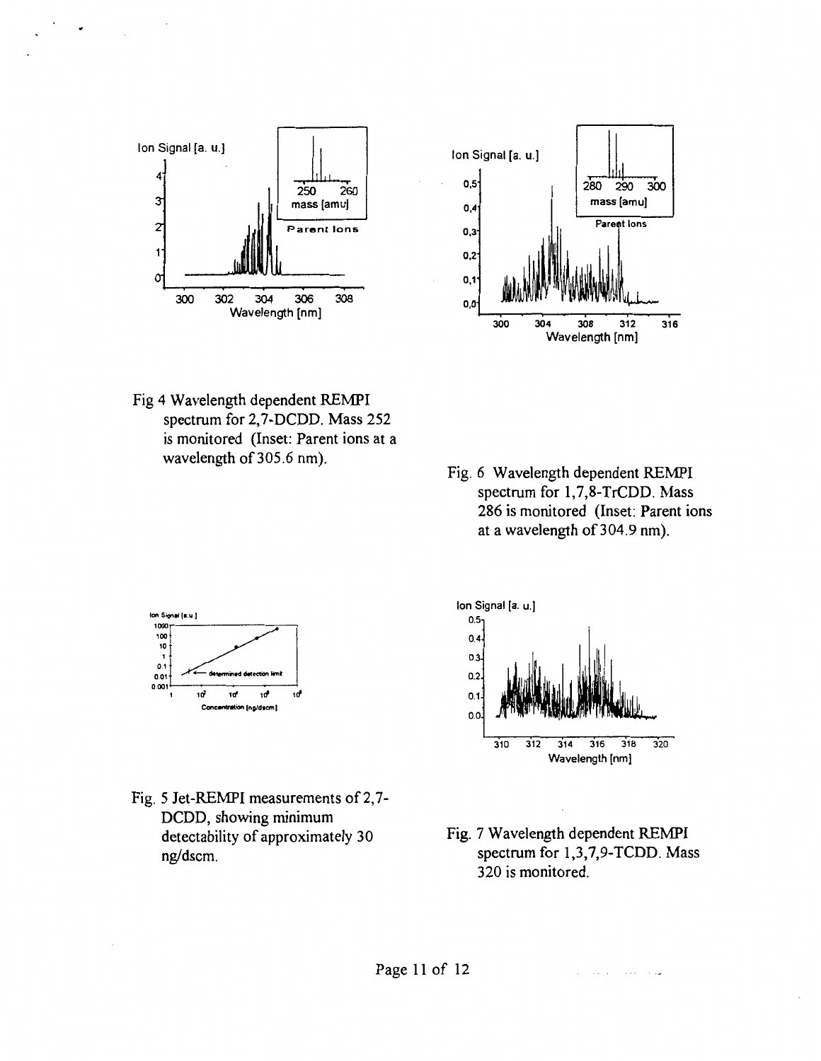Fig 4 Wavelength dependent REMPI spectrum for 2,7-DCDD. Mass 252 is monitored (Inset: Parent ions at a wavelength of 305.6 nm).

Fig. 6 Wavelength dependent REMPI spectrum for 1,7,8-TrCDD. Mass 286 is monitored (Inset: Parent ions at a wavelength of 304.9 nm).

Fig. 5 Jet-REMPI measurements of 2,7-DCDD, showing minimum detectability of approximately 30 ng/dscm.

Fig. 7 Wavelength dependent REMPI spectrum for 1,3,7,9-TCDD. Mass 320 is monitored.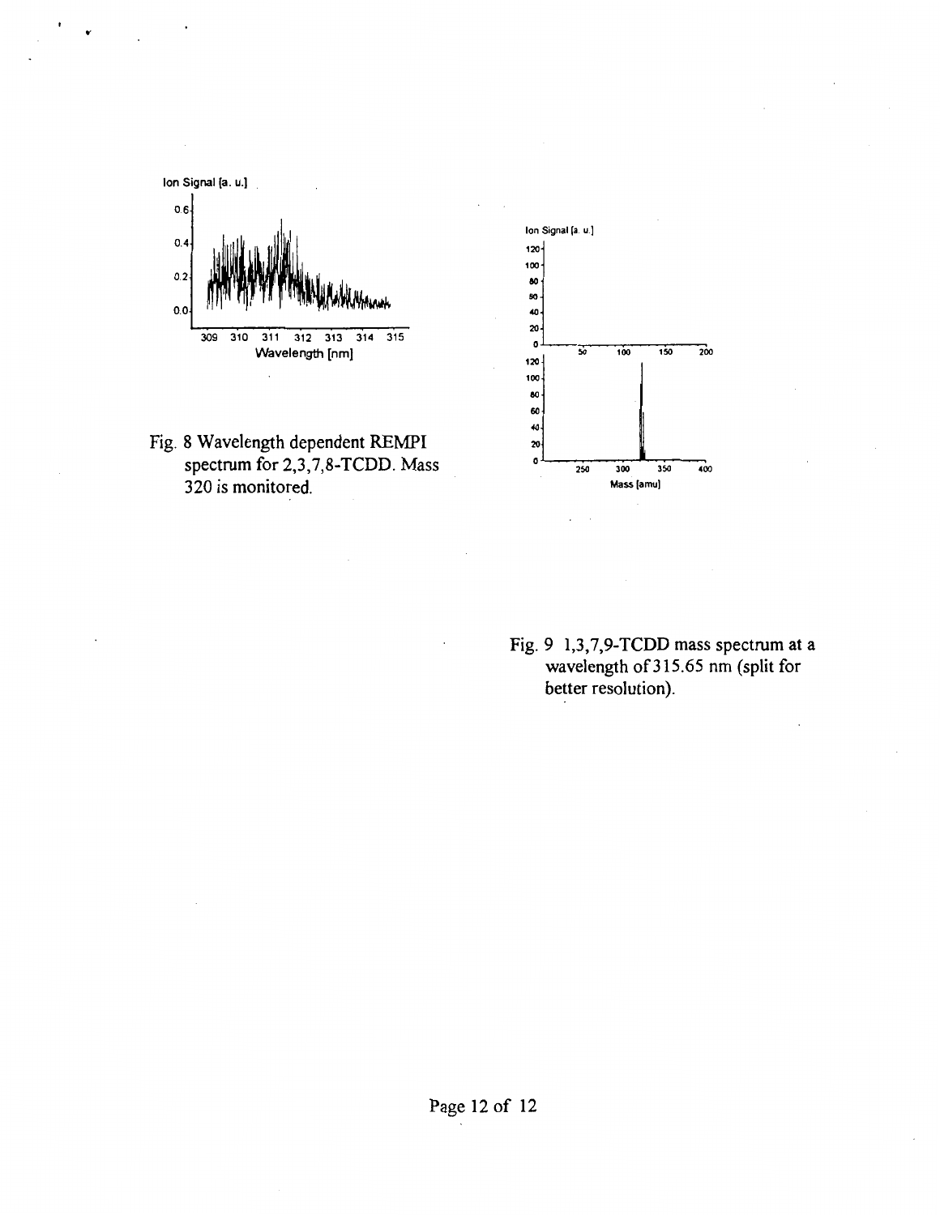Fig. 8 Wavelength dependent REMPI spectrum for 2,3,7,8-TCDD. Mass 320 is monitored.

Fig. 9 1,3,7,9-TCDD mass spectrum at a wavelength of 315.65 nm (split for better resolution).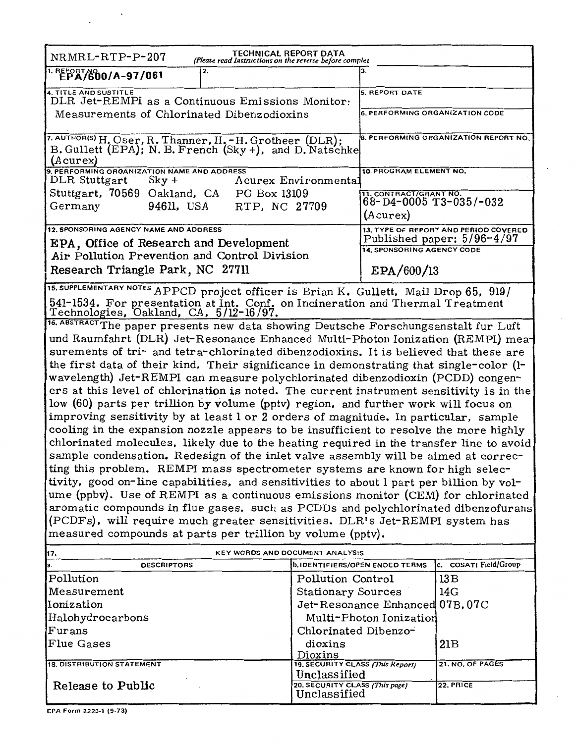NRMRL-RTP-P-207

**TECHNICAL REPORT DATA**
*(Please read Instructions on the reverse before complet*

| | | |
|---|---|---|
| 1. REPORT NO. EPA/600/A-97/061 | 2. | 3. |
| 4. TITLE AND SUBTITLE DLR Jet-REMPI as a Continuous Emissions Monitor: Measurements of Chlorinated Dibenzodioxins | | 5. REPORT DATE |
| | | 6. PERFORMING ORGANIZATION CODE |
| 7. AUTHOR(S) H. Oser, R. Thanner, H.-H. Grotheer (DLR); B. Gullett (EPA); N. B. French (Sky +), and D. Natschke (Acurex) | | 8. PERFORMING ORGANIZATION REPORT NO. |
| 9. PERFORMING ORGANIZATION NAME AND ADDRESS DLR Stuttgart, Stuttgart, 70569 Germany; Sky +, Oakland, CA 94611, USA; Acurex Environmental, PO Box 13109, RTP, NC 27709 | | 10. PROGRAM ELEMENT NO. |
| | | 11. CONTRACT/GRANT NO. 68-D4-0005 T3-035/-032 (Acurex) |
| 12. SPONSORING AGENCY NAME AND ADDRESS EPA, Office of Research and Development, Air Pollution Prevention and Control Division, Research Triangle Park, NC 27711 | | 13. TYPE OF REPORT AND PERIOD COVERED Published paper; 5/96-4/97 |
| | | 14. SPONSORING AGENCY CODE EPA/600/13 |

15. SUPPLEMENTARY NOTES APPCD project officer is Brian K. Gullett, Mail Drop 65, 919/541-1534. For presentation at Int. Conf. on Incineration and Thermal Treatment Technologies, Oakland, CA, 5/12-16/97.

16. ABSTRACT The paper presents new data showing Deutsche Forschungsanstalt fur Luft und Raumfahrt (DLR) Jet-Resonance Enhanced Multi-Photon Ionization (REMPI) measurements of tri- and tetra-chlorinated dibenzodioxins. It is believed that these are the first data of their kind. Their significance in demonstrating that single-color (1-wavelength) Jet-REMPI can measure polychlorinated dibenzodioxin (PCDD) congeners at this level of chlorination is noted. The current instrument sensitivity is in the low (60) parts per trillion by volume (pptv) region, and further work will focus on improving sensitivity by at least 1 or 2 orders of magnitude. In particular, sample cooling in the expansion nozzle appears to be insufficient to resolve the more highly chlorinated molecules, likely due to the heating required in the transfer line to avoid sample condensation. Redesign of the inlet valve assembly will be aimed at correcting this problem. REMPI mass spectrometer systems are known for high selectivity, good on-line capabilities, and sensitivities to about 1 part per billion by volume (ppbv). Use of REMPI as a continuous emissions monitor (CEM) for chlorinated aromatic compounds in flue gases, such as PCDDs and polychlorinated dibenzofurans (PCDFs), will require much greater sensitivities. DLR's Jet-REMPI system has measured compounds at parts per trillion by volume (pptv).

17. KEY WORDS AND DOCUMENT ANALYSIS

| a. DESCRIPTORS | b. IDENTIFIERS/OPEN ENDED TERMS | c. COSATI Field/Group |
|---|---|---|
| Pollution | Pollution Control | 13B |
| Measurement | Stationary Sources | 14G |
| Ionization | Jet-Resonance Enhanced Multi-Photon Ionization | 07B, 07C |
| Halohydrocarbons | | |
| Furans | Chlorinated Dibenzodioxins | |
| Flue Gases | | 21B |
| | Dioxins | |

| | | |
|---|---|---|
| 18. DISTRIBUTION STATEMENT Release to Public | 19. SECURITY CLASS (This Report) Unclassified | 21. NO. OF PAGES |
| | 20. SECURITY CLASS (This page) Unclassified | 22. PRICE |

EPA Form 2220-1 (9-73)